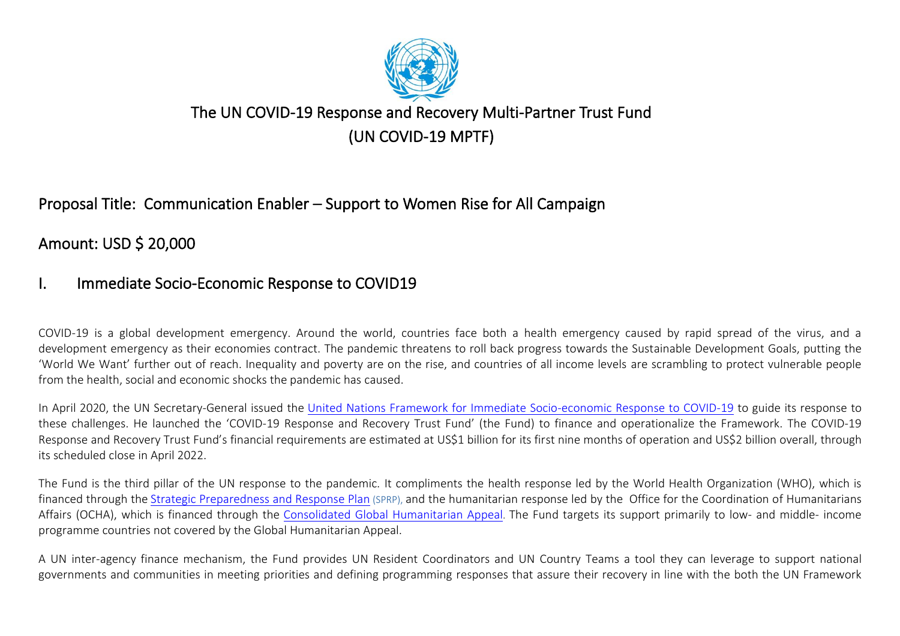# The UN COVID-19 Response and Recovery Multi-Partner Trust Fund
# (UN COVID-19 MPTF)

## Proposal Title: Communication Enabler – Support to Women Rise for All Campaign

## Amount: USD $ 20,000

## I. Immediate Socio-Economic Response to COVID19

COVID-19 is a global development emergency. Around the world, countries face both a health emergency caused by rapid spread of the virus, and a development emergency as their economies contract. The pandemic threatens to roll back progress towards the Sustainable Development Goals, putting the 'World We Want' further out of reach. Inequality and poverty are on the rise, and countries of all income levels are scrambling to protect vulnerable people from the health, social and economic shocks the pandemic has caused.

In April 2020, the UN Secretary-General issued the United Nations Framework for Immediate Socio-economic Response to COVID-19 to guide its response to these challenges. He launched the 'COVID-19 Response and Recovery Trust Fund' (the Fund) to finance and operationalize the Framework. The COVID-19 Response and Recovery Trust Fund's financial requirements are estimated at US$1 billion for its first nine months of operation and US$2 billion overall, through its scheduled close in April 2022.

The Fund is the third pillar of the UN response to the pandemic. It compliments the health response led by the World Health Organization (WHO), which is financed through the Strategic Preparedness and Response Plan (SPRP), and the humanitarian response led by the Office for the Coordination of Humanitarians Affairs (OCHA), which is financed through the Consolidated Global Humanitarian Appeal. The Fund targets its support primarily to low- and middle- income programme countries not covered by the Global Humanitarian Appeal.

A UN inter-agency finance mechanism, the Fund provides UN Resident Coordinators and UN Country Teams a tool they can leverage to support national governments and communities in meeting priorities and defining programming responses that assure their recovery in line with the both the UN Framework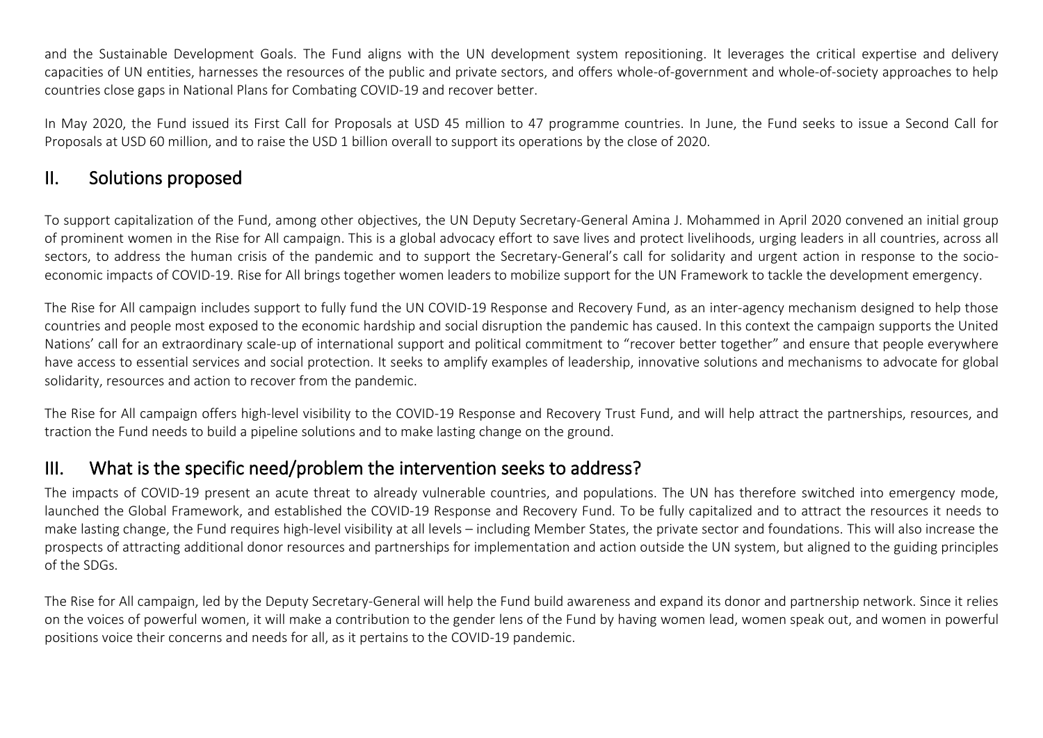and the Sustainable Development Goals. The Fund aligns with the UN development system repositioning. It leverages the critical expertise and delivery capacities of UN entities, harnesses the resources of the public and private sectors, and offers whole-of-government and whole-of-society approaches to help countries close gaps in National Plans for Combating COVID-19 and recover better.

In May 2020, the Fund issued its First Call for Proposals at USD 45 million to 47 programme countries. In June, the Fund seeks to issue a Second Call for Proposals at USD 60 million, and to raise the USD 1 billion overall to support its operations by the close of 2020.

## II. Solutions proposed

To support capitalization of the Fund, among other objectives, the UN Deputy Secretary-General Amina J. Mohammed in April 2020 convened an initial group of prominent women in the Rise for All campaign. This is a global advocacy effort to save lives and protect livelihoods, urging leaders in all countries, across all sectors, to address the human crisis of the pandemic and to support the Secretary-General's call for solidarity and urgent action in response to the socio-economic impacts of COVID-19. Rise for All brings together women leaders to mobilize support for the UN Framework to tackle the development emergency.

The Rise for All campaign includes support to fully fund the UN COVID-19 Response and Recovery Fund, as an inter-agency mechanism designed to help those countries and people most exposed to the economic hardship and social disruption the pandemic has caused. In this context the campaign supports the United Nations' call for an extraordinary scale-up of international support and political commitment to "recover better together" and ensure that people everywhere have access to essential services and social protection. It seeks to amplify examples of leadership, innovative solutions and mechanisms to advocate for global solidarity, resources and action to recover from the pandemic.

The Rise for All campaign offers high-level visibility to the COVID-19 Response and Recovery Trust Fund, and will help attract the partnerships, resources, and traction the Fund needs to build a pipeline solutions and to make lasting change on the ground.

## III. What is the specific need/problem the intervention seeks to address?

The impacts of COVID-19 present an acute threat to already vulnerable countries, and populations. The UN has therefore switched into emergency mode, launched the Global Framework, and established the COVID-19 Response and Recovery Fund. To be fully capitalized and to attract the resources it needs to make lasting change, the Fund requires high-level visibility at all levels – including Member States, the private sector and foundations. This will also increase the prospects of attracting additional donor resources and partnerships for implementation and action outside the UN system, but aligned to the guiding principles of the SDGs.

The Rise for All campaign, led by the Deputy Secretary-General will help the Fund build awareness and expand its donor and partnership network. Since it relies on the voices of powerful women, it will make a contribution to the gender lens of the Fund by having women lead, women speak out, and women in powerful positions voice their concerns and needs for all, as it pertains to the COVID-19 pandemic.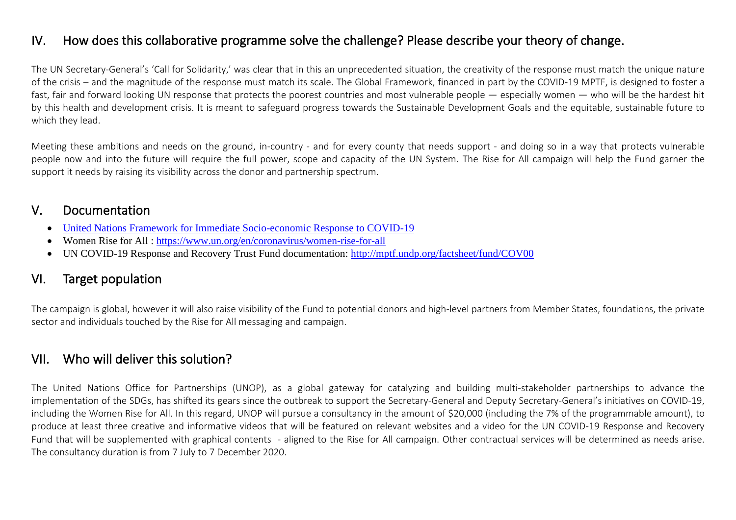## IV. How does this collaborative programme solve the challenge? Please describe your theory of change.

The UN Secretary-General's 'Call for Solidarity,' was clear that in this an unprecedented situation, the creativity of the response must match the unique nature of the crisis – and the magnitude of the response must match its scale. The Global Framework, financed in part by the COVID-19 MPTF, is designed to foster a fast, fair and forward looking UN response that protects the poorest countries and most vulnerable people — especially women — who will be the hardest hit by this health and development crisis. It is meant to safeguard progress towards the Sustainable Development Goals and the equitable, sustainable future to which they lead.

Meeting these ambitions and needs on the ground, in-country - and for every county that needs support - and doing so in a way that protects vulnerable people now and into the future will require the full power, scope and capacity of the UN System. The Rise for All campaign will help the Fund garner the support it needs by raising its visibility across the donor and partnership spectrum.

## V. Documentation

- United Nations Framework for Immediate Socio-economic Response to COVID-19
- Women Rise for All : https://www.un.org/en/coronavirus/women-rise-for-all
- UN COVID-19 Response and Recovery Trust Fund documentation: http://mptf.undp.org/factsheet/fund/COV00

## VI. Target population

The campaign is global, however it will also raise visibility of the Fund to potential donors and high-level partners from Member States, foundations, the private sector and individuals touched by the Rise for All messaging and campaign.

## VII. Who will deliver this solution?

The United Nations Office for Partnerships (UNOP), as a global gateway for catalyzing and building multi-stakeholder partnerships to advance the implementation of the SDGs, has shifted its gears since the outbreak to support the Secretary-General and Deputy Secretary-General's initiatives on COVID-19, including the Women Rise for All. In this regard, UNOP will pursue a consultancy in the amount of $20,000 (including the 7% of the programmable amount), to produce at least three creative and informative videos that will be featured on relevant websites and a video for the UN COVID-19 Response and Recovery Fund that will be supplemented with graphical contents - aligned to the Rise for All campaign. Other contractual services will be determined as needs arise. The consultancy duration is from 7 July to 7 December 2020.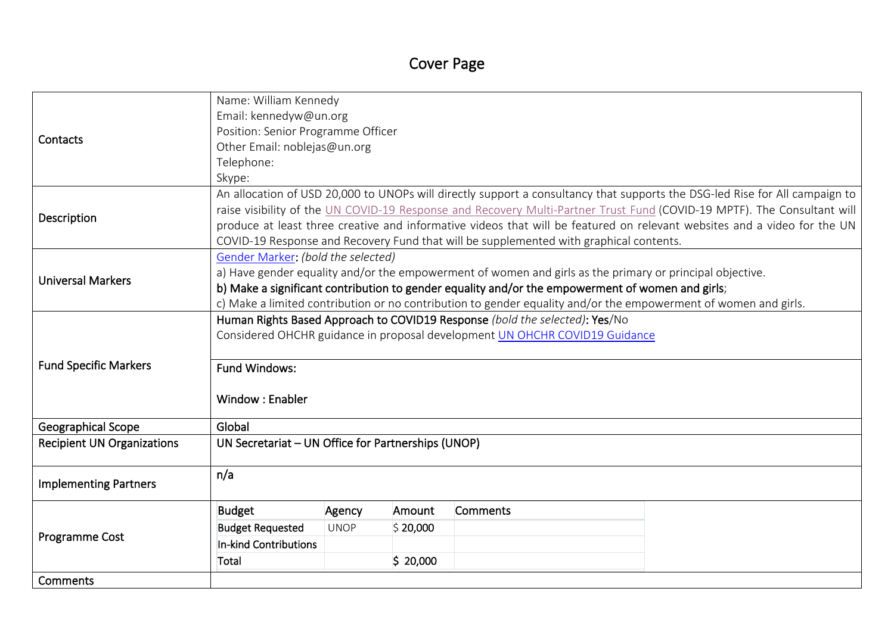# Cover Page

| | |
|---|---|
| Contacts | Name: William Kennedy<br>Email: kennedyw@un.org<br>Position: Senior Programme Officer<br>Other Email: noblejas@un.org<br>Telephone:<br>Skype: |
| Description | An allocation of USD 20,000 to UNOPs will directly support a consultancy that supports the DSG-led Rise for All campaign to raise visibility of the UN COVID-19 Response and Recovery Multi-Partner Trust Fund (COVID-19 MPTF). The Consultant will produce at least three creative and informative videos that will be featured on relevant websites and a video for the UN COVID-19 Response and Recovery Fund that will be supplemented with graphical contents. |
| Universal Markers | Gender Marker: *(bold the selected)*<br>a) Have gender equality and/or the empowerment of women and girls as the primary or principal objective.<br>**b) Make a significant contribution to gender equality and/or the empowerment of women and girls**;<br>c) Make a limited contribution or no contribution to gender equality and/or the empowerment of women and girls. |
| Fund Specific Markers | Human Rights Based Approach to COVID19 Response *(bold the selected)*: **Yes**/No<br>Considered OHCHR guidance in proposal development UN OHCHR COVID19 Guidance<br><br>Fund Windows:<br><br>Window : Enabler |
| Geographical Scope | Global |
| Recipient UN Organizations | UN Secretariat – UN Office for Partnerships (UNOP) |
| Implementing Partners | n/a |
| Programme Cost | see table below |
| Comments | |

| Budget | Agency | Amount | Comments |
|---|---|---|---|
| Budget Requested | UNOP | $ 20,000 | |
| In-kind Contributions | | | |
| Total | | $ 20,000 | |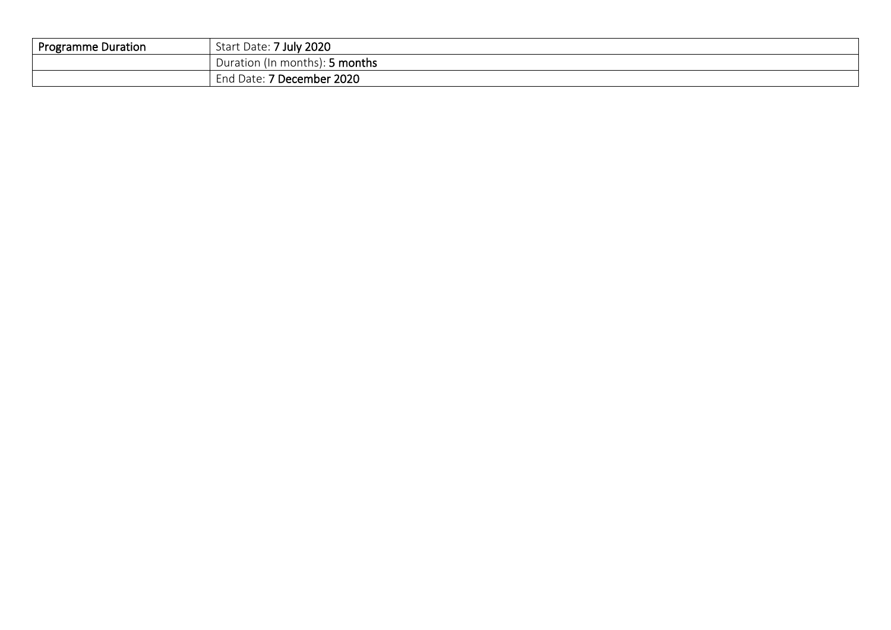| Programme Duration | Start Date: **7 July 2020** |
|---|---|
| | Duration (In months): **5 months** |
| | End Date: **7 December 2020** |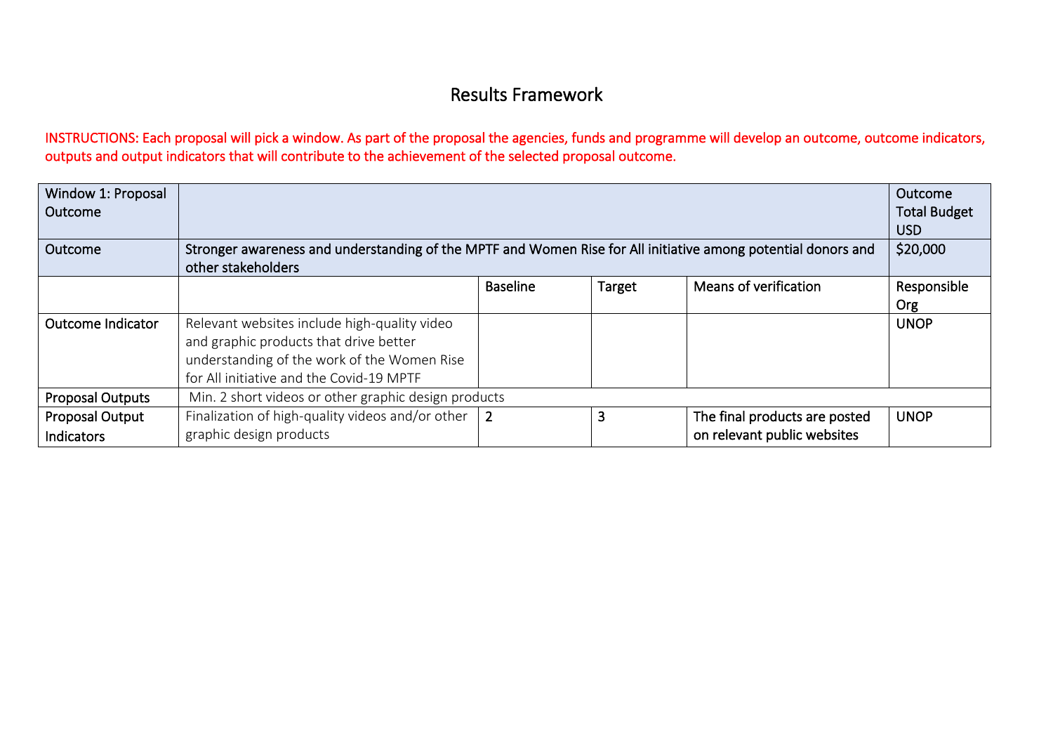# Results Framework

INSTRUCTIONS: Each proposal will pick a window. As part of the proposal the agencies, funds and programme will develop an outcome, outcome indicators, outputs and output indicators that will contribute to the achievement of the selected proposal outcome.

| Window 1: Proposal Outcome | | | | | Outcome Total Budget USD |
|---|---|---|---|---|---|
| Outcome | Stronger awareness and understanding of the MPTF and Women Rise for All initiative among potential donors and other stakeholders | | | | $20,000 |
| | | Baseline | Target | Means of verification | Responsible Org |
| Outcome Indicator | Relevant websites include high-quality video and graphic products that drive better understanding of the work of the Women Rise for All initiative and the Covid-19 MPTF | | | | UNOP |
| Proposal Outputs | Min. 2 short videos or other graphic design products | | | | |
| Proposal Output Indicators | Finalization of high-quality videos and/or other graphic design products | 2 | 3 | The final products are posted on relevant public websites | UNOP |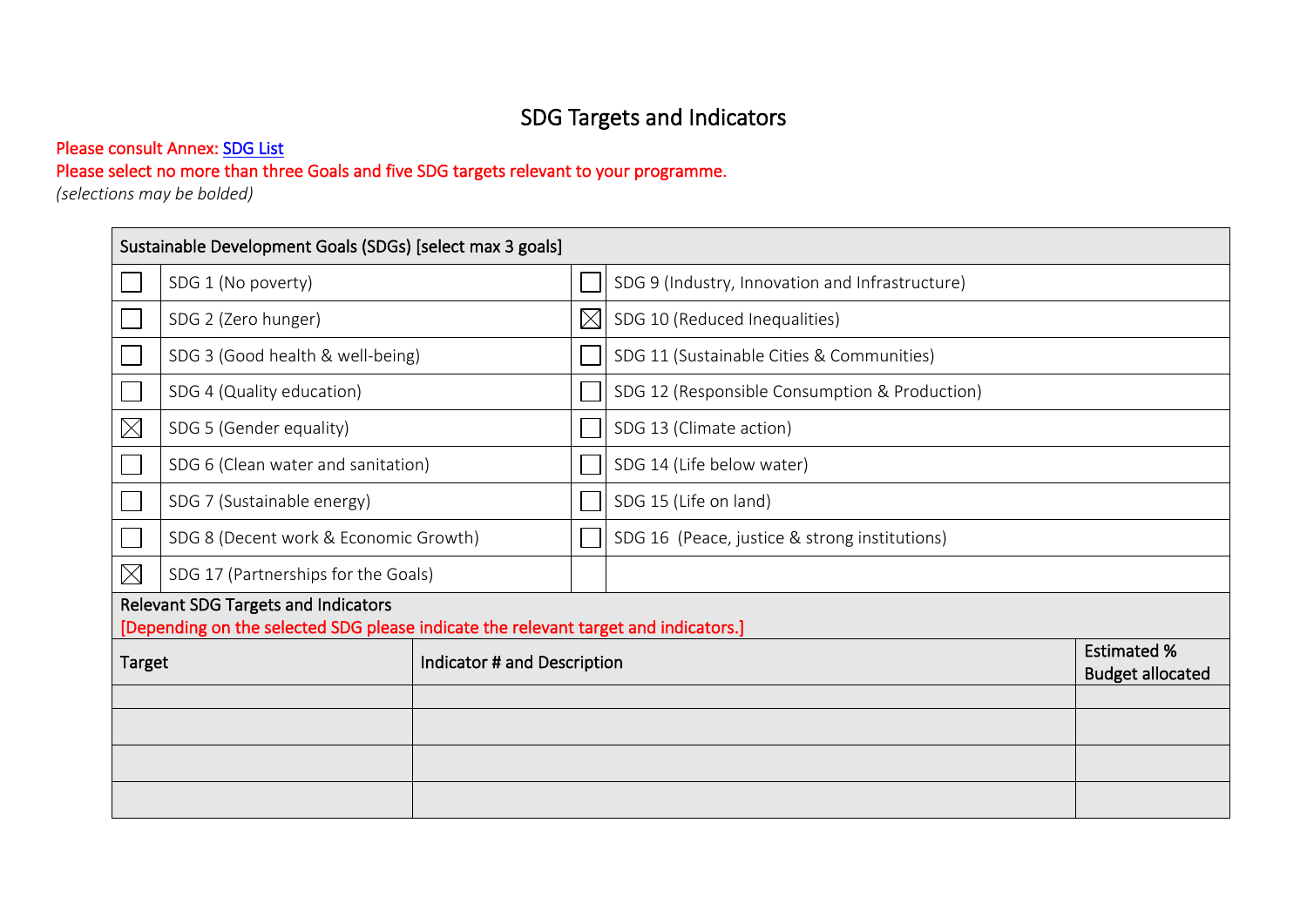# SDG Targets and Indicators

Please consult Annex: [SDG List]

Please select no more than three Goals and five SDG targets relevant to your programme.

*(selections may be bolded)*

| Sustainable Development Goals (SDGs) [select max 3 goals] | | | |
|---|---|---|---|
| ☐ | SDG 1 (No poverty) | ☐ | SDG 9 (Industry, Innovation and Infrastructure) |
| ☐ | SDG 2 (Zero hunger) | ☒ | SDG 10 (Reduced Inequalities) |
| ☐ | SDG 3 (Good health & well-being) | ☐ | SDG 11 (Sustainable Cities & Communities) |
| ☐ | SDG 4 (Quality education) | ☐ | SDG 12 (Responsible Consumption & Production) |
| ☒ | SDG 5 (Gender equality) | ☐ | SDG 13 (Climate action) |
| ☐ | SDG 6 (Clean water and sanitation) | ☐ | SDG 14 (Life below water) |
| ☐ | SDG 7 (Sustainable energy) | ☐ | SDG 15 (Life on land) |
| ☐ | SDG 8 (Decent work & Economic Growth) | ☐ | SDG 16 (Peace, justice & strong institutions) |
| ☒ | SDG 17 (Partnerships for the Goals) | | |

| Relevant SDG Targets and Indicators<br>[Depending on the selected SDG please indicate the relevant target and indicators.] | | |
|---|---|---|
| **Target** | **Indicator # and Description** | **Estimated % Budget allocated** |
| | | |
| | | |
| | | |
| | | |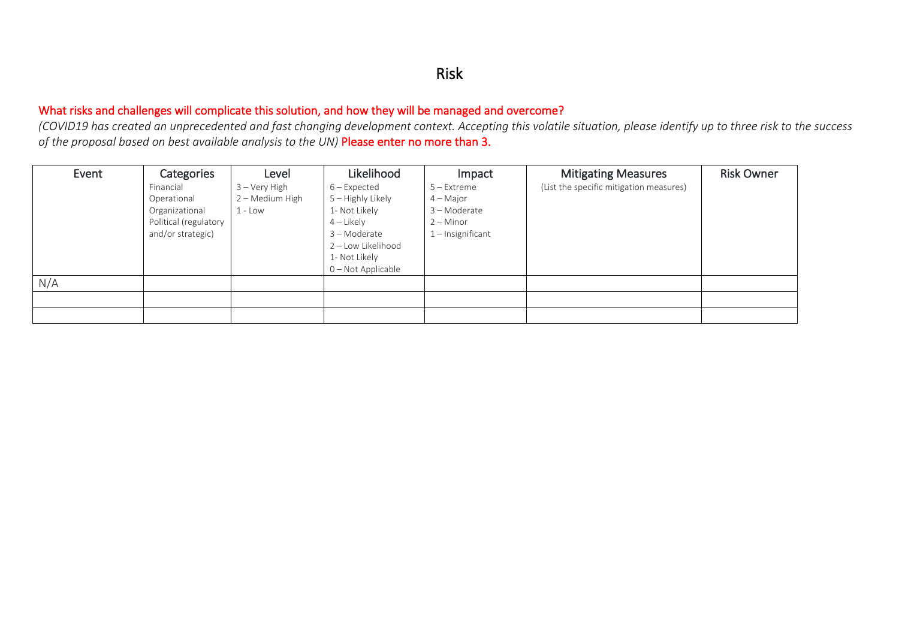# Risk

**What risks and challenges will complicate this solution, and how they will be managed and overcome?**

*(COVID19 has created an unprecedented and fast changing development context. Accepting this volatile situation, please identify up to three risk to the success of the proposal based on best available analysis to the UN)* **Please enter no more than 3.**

| Event | Categories<br>Financial<br>Operational<br>Organizational<br>Political (regulatory and/or strategic) | Level<br>3 – Very High<br>2 – Medium High<br>1 - Low | Likelihood<br>6 – Expected<br>5 – Highly Likely<br>1- Not Likely<br>4 – Likely<br>3 – Moderate<br>2 – Low Likelihood<br>1- Not Likely<br>0 – Not Applicable | Impact<br>5 – Extreme<br>4 – Major<br>3 – Moderate<br>2 – Minor<br>1 – Insignificant | Mitigating Measures<br>(List the specific mitigation measures) | Risk Owner |
|---|---|---|---|---|---|---|
| N/A | | | | | | |
| | | | | | | |
| | | | | | | |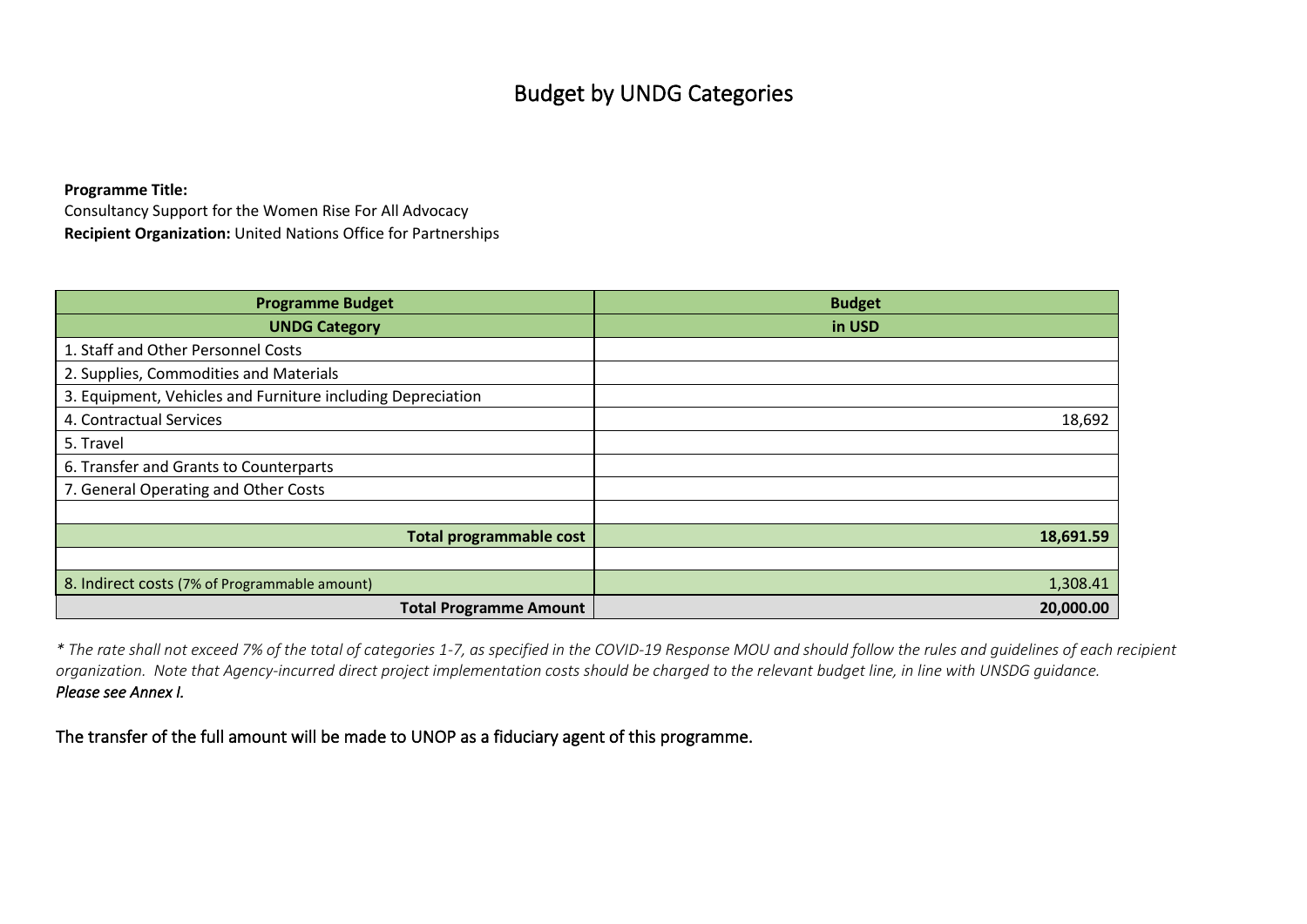# Budget by UNDG Categories

**Programme Title:**
Consultancy Support for the Women Rise For All Advocacy
**Recipient Organization:** United Nations Office for Partnerships

| Programme Budget | Budget |
|---|---|
| **UNDG Category** | **in USD** |
| 1. Staff and Other Personnel Costs | |
| 2. Supplies, Commodities and Materials | |
| 3. Equipment, Vehicles and Furniture including Depreciation | |
| 4. Contractual Services | 18,692 |
| 5. Travel | |
| 6. Transfer and Grants to Counterparts | |
| 7. General Operating and Other Costs | |
| | |
| **Total programmable cost** | **18,691.59** |
| | |
| 8. Indirect costs (7% of Programmable amount) | 1,308.41 |
| **Total Programme Amount** | **20,000.00** |

*\* The rate shall not exceed 7% of the total of categories 1-7, as specified in the COVID-19 Response MOU and should follow the rules and guidelines of each recipient organization. Note that Agency-incurred direct project implementation costs should be charged to the relevant budget line, in line with UNSDG guidance.*
*Please see Annex I.*

The transfer of the full amount will be made to UNOP as a fiduciary agent of this programme.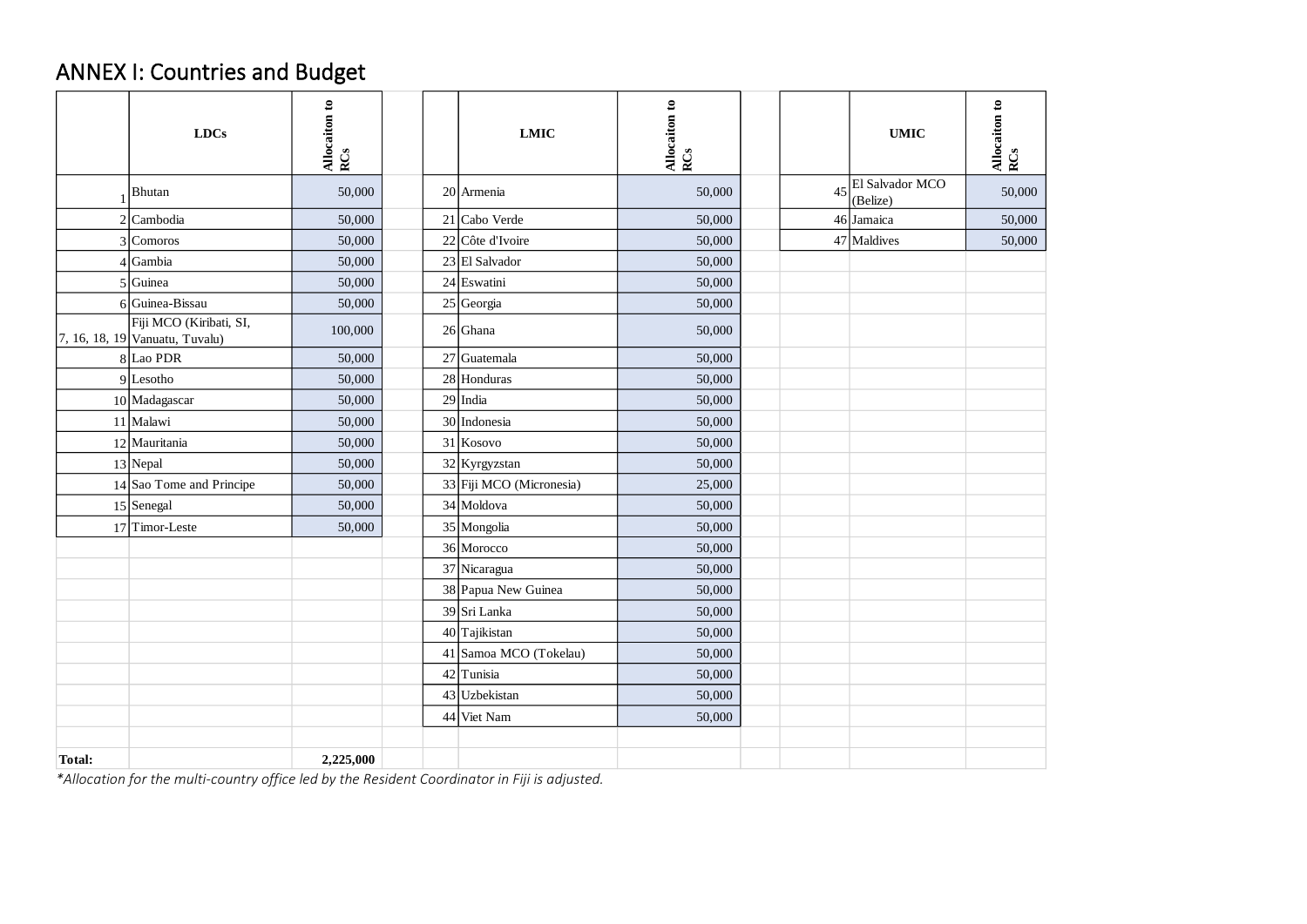# ANNEX I: Countries and Budget

| | LDCs | Allocaiton to RCs | | | LMIC | Allocaiton to RCs | | | UMIC | Allocaiton to RCs |
|---|---|---|---|---|---|---|---|---|---|---|
| 1 | Bhutan | 50,000 | | 20 | Armenia | 50,000 | | 45 | El Salvador MCO (Belize) | 50,000 |
| 2 | Cambodia | 50,000 | | 21 | Cabo Verde | 50,000 | | 46 | Jamaica | 50,000 |
| 3 | Comoros | 50,000 | | 22 | Côte d'Ivoire | 50,000 | | 47 | Maldives | 50,000 |
| 4 | Gambia | 50,000 | | 23 | El Salvador | 50,000 | | | | |
| 5 | Guinea | 50,000 | | 24 | Eswatini | 50,000 | | | | |
| 6 | Guinea-Bissau | 50,000 | | 25 | Georgia | 50,000 | | | | |
| 7, 16, 18, 19 | Fiji MCO (Kiribati, SI, Vanuatu, Tuvalu) | 100,000 | | 26 | Ghana | 50,000 | | | | |
| 8 | Lao PDR | 50,000 | | 27 | Guatemala | 50,000 | | | | |
| 9 | Lesotho | 50,000 | | 28 | Honduras | 50,000 | | | | |
| 10 | Madagascar | 50,000 | | 29 | India | 50,000 | | | | |
| 11 | Malawi | 50,000 | | 30 | Indonesia | 50,000 | | | | |
| 12 | Mauritania | 50,000 | | 31 | Kosovo | 50,000 | | | | |
| 13 | Nepal | 50,000 | | 32 | Kyrgyzstan | 50,000 | | | | |
| 14 | Sao Tome and Principe | 50,000 | | 33 | Fiji MCO (Micronesia) | 25,000 | | | | |
| 15 | Senegal | 50,000 | | 34 | Moldova | 50,000 | | | | |
| 17 | Timor-Leste | 50,000 | | 35 | Mongolia | 50,000 | | | | |
| | | | | 36 | Morocco | 50,000 | | | | |
| | | | | 37 | Nicaragua | 50,000 | | | | |
| | | | | 38 | Papua New Guinea | 50,000 | | | | |
| | | | | 39 | Sri Lanka | 50,000 | | | | |
| | | | | 40 | Tajikistan | 50,000 | | | | |
| | | | | 41 | Samoa MCO (Tokelau) | 50,000 | | | | |
| | | | | 42 | Tunisia | 50,000 | | | | |
| | | | | 43 | Uzbekistan | 50,000 | | | | |
| | | | | 44 | Viet Nam | 50,000 | | | | |
| **Total:** | | **2,225,000** | | | | | | | | |

*\*Allocation for the multi-country office led by the Resident Coordinator in Fiji is adjusted.*